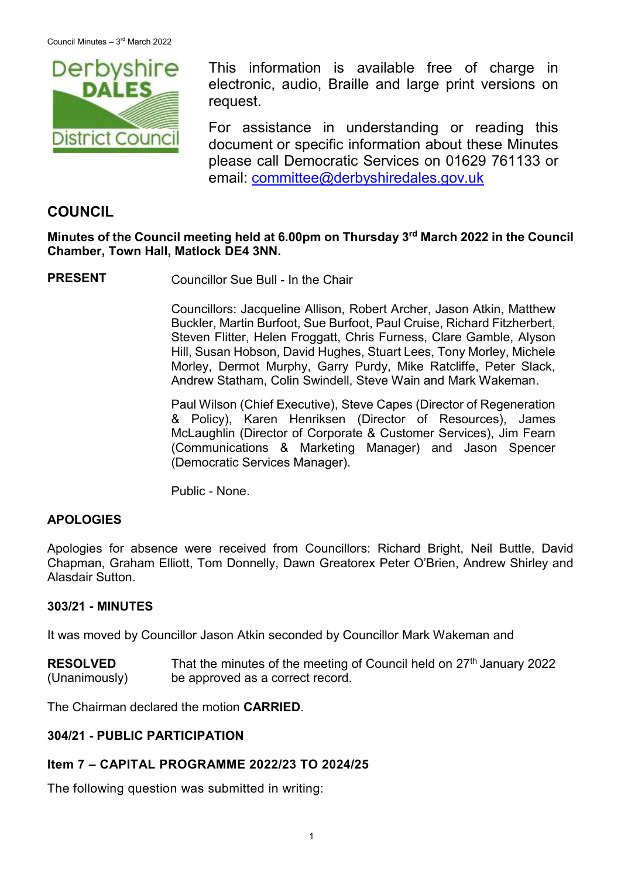This information is available free of charge in electronic, audio, Braille and large print versions on request.

For assistance in understanding or reading this document or specific information about these Minutes please call Democratic Services on 01629 761133 or email: committee@derbyshiredales.gov.uk

## COUNCIL

**Minutes of the Council meeting held at 6.00pm on Thursday 3rd March 2022 in the Council Chamber, Town Hall, Matlock DE4 3NN.**

**PRESENT** Councillor Sue Bull - In the Chair

Councillors: Jacqueline Allison, Robert Archer, Jason Atkin, Matthew Buckler, Martin Burfoot, Sue Burfoot, Paul Cruise, Richard Fitzherbert, Steven Flitter, Helen Froggatt, Chris Furness, Clare Gamble, Alyson Hill, Susan Hobson, David Hughes, Stuart Lees, Tony Morley, Michele Morley, Dermot Murphy, Garry Purdy, Mike Ratcliffe, Peter Slack, Andrew Statham, Colin Swindell, Steve Wain and Mark Wakeman.

Paul Wilson (Chief Executive), Steve Capes (Director of Regeneration & Policy), Karen Henriksen (Director of Resources), James McLaughlin (Director of Corporate & Customer Services), Jim Fearn (Communications & Marketing Manager) and Jason Spencer (Democratic Services Manager).

Public - None.

### APOLOGIES

Apologies for absence were received from Councillors: Richard Bright, Neil Buttle, David Chapman, Graham Elliott, Tom Donnelly, Dawn Greatorex Peter O'Brien, Andrew Shirley and Alasdair Sutton.

### 303/21 - MINUTES

It was moved by Councillor Jason Atkin seconded by Councillor Mark Wakeman and

**RESOLVED** (Unanimously) That the minutes of the meeting of Council held on 27th January 2022 be approved as a correct record.

The Chairman declared the motion **CARRIED**.

### 304/21 - PUBLIC PARTICIPATION

### Item 7 – CAPITAL PROGRAMME 2022/23 TO 2024/25

The following question was submitted in writing: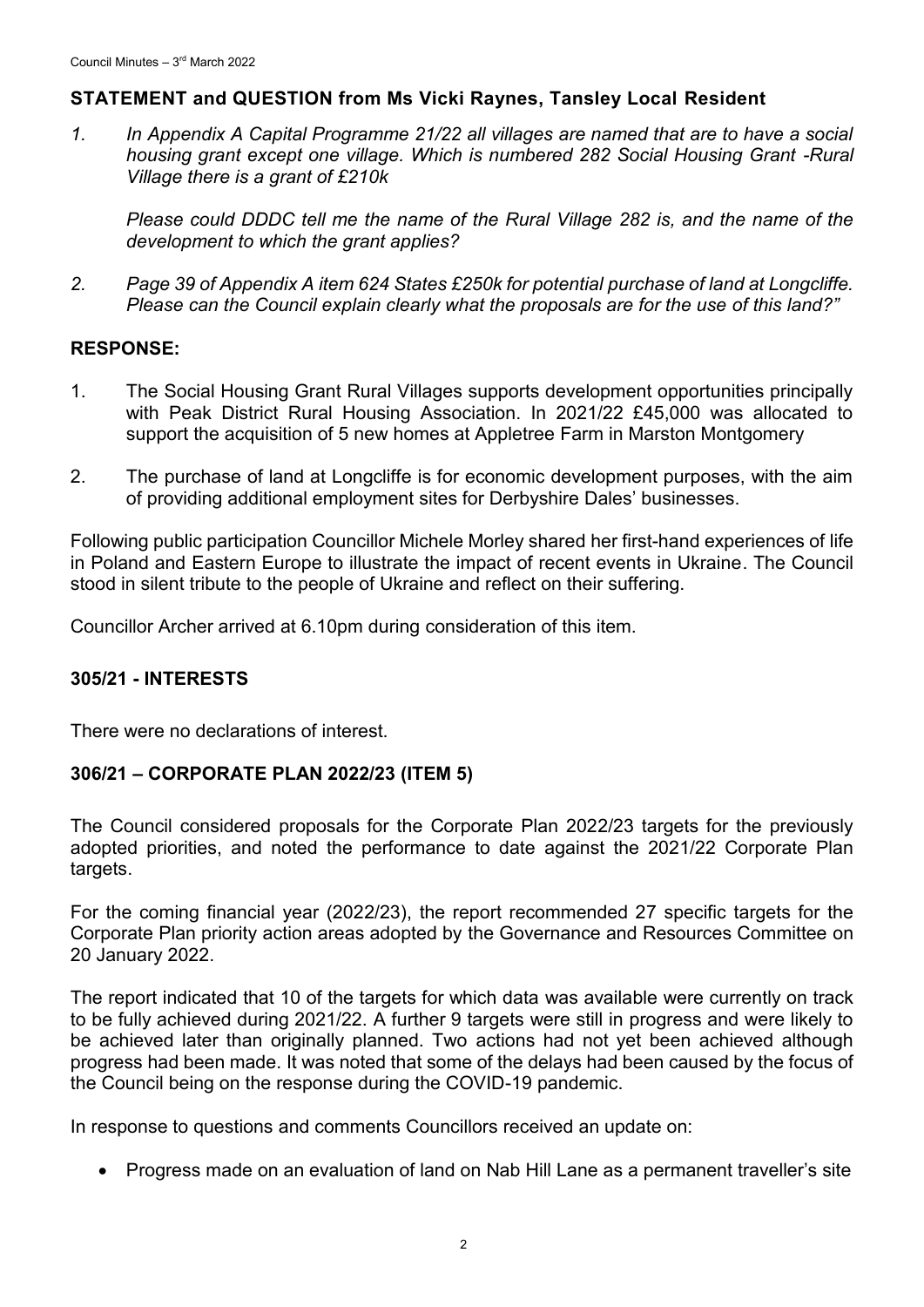**STATEMENT and QUESTION from Ms Vicki Raynes, Tansley Local Resident**

1. *In Appendix A Capital Programme 21/22 all villages are named that are to have a social housing grant except one village. Which is numbered 282 Social Housing Grant -Rural Village there is a grant of £210k*

   *Please could DDDC tell me the name of the Rural Village 282 is, and the name of the development to which the grant applies?*

2. *Page 39 of Appendix A item 624 States £250k for potential purchase of land at Longcliffe. Please can the Council explain clearly what the proposals are for the use of this land?"*

**RESPONSE:**

1. The Social Housing Grant Rural Villages supports development opportunities principally with Peak District Rural Housing Association. In 2021/22 £45,000 was allocated to support the acquisition of 5 new homes at Appletree Farm in Marston Montgomery

2. The purchase of land at Longcliffe is for economic development purposes, with the aim of providing additional employment sites for Derbyshire Dales' businesses.

Following public participation Councillor Michele Morley shared her first-hand experiences of life in Poland and Eastern Europe to illustrate the impact of recent events in Ukraine. The Council stood in silent tribute to the people of Ukraine and reflect on their suffering.

Councillor Archer arrived at 6.10pm during consideration of this item.

## 305/21 - INTERESTS

There were no declarations of interest.

## 306/21 – CORPORATE PLAN 2022/23 (ITEM 5)

The Council considered proposals for the Corporate Plan 2022/23 targets for the previously adopted priorities, and noted the performance to date against the 2021/22 Corporate Plan targets.

For the coming financial year (2022/23), the report recommended 27 specific targets for the Corporate Plan priority action areas adopted by the Governance and Resources Committee on 20 January 2022.

The report indicated that 10 of the targets for which data was available were currently on track to be fully achieved during 2021/22. A further 9 targets were still in progress and were likely to be achieved later than originally planned. Two actions had not yet been achieved although progress had been made. It was noted that some of the delays had been caused by the focus of the Council being on the response during the COVID-19 pandemic.

In response to questions and comments Councillors received an update on:

- Progress made on an evaluation of land on Nab Hill Lane as a permanent traveller's site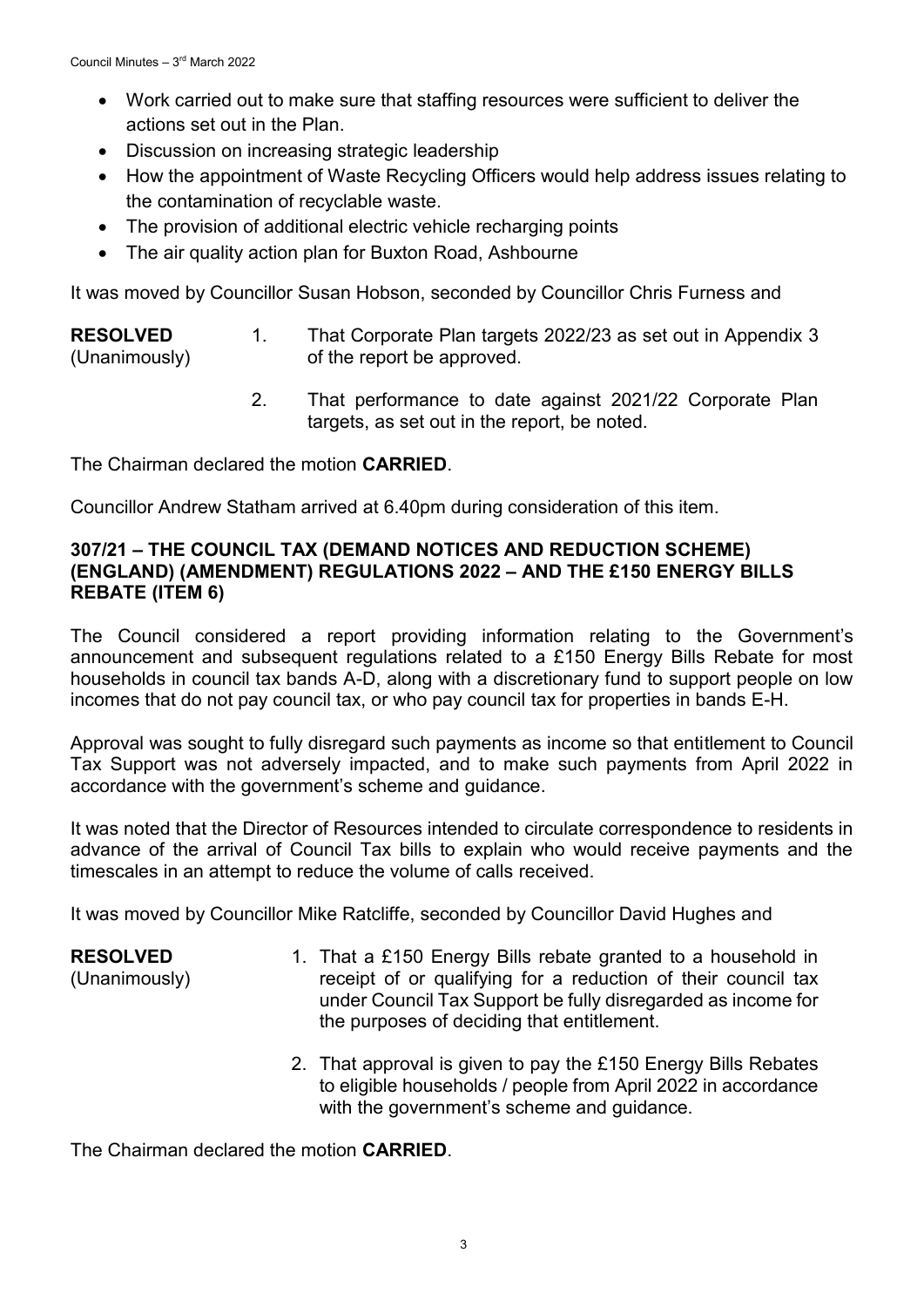- Work carried out to make sure that staffing resources were sufficient to deliver the actions set out in the Plan.
- Discussion on increasing strategic leadership
- How the appointment of Waste Recycling Officers would help address issues relating to the contamination of recyclable waste.
- The provision of additional electric vehicle recharging points
- The air quality action plan for Buxton Road, Ashbourne

It was moved by Councillor Susan Hobson, seconded by Councillor Chris Furness and

**RESOLVED** (Unanimously)

1. That Corporate Plan targets 2022/23 as set out in Appendix 3 of the report be approved.
2. That performance to date against 2021/22 Corporate Plan targets, as set out in the report, be noted.

The Chairman declared the motion **CARRIED**.

Councillor Andrew Statham arrived at 6.40pm during consideration of this item.

### 307/21 – THE COUNCIL TAX (DEMAND NOTICES AND REDUCTION SCHEME) (ENGLAND) (AMENDMENT) REGULATIONS 2022 – AND THE £150 ENERGY BILLS REBATE (ITEM 6)

The Council considered a report providing information relating to the Government's announcement and subsequent regulations related to a £150 Energy Bills Rebate for most households in council tax bands A-D, along with a discretionary fund to support people on low incomes that do not pay council tax, or who pay council tax for properties in bands E-H.

Approval was sought to fully disregard such payments as income so that entitlement to Council Tax Support was not adversely impacted, and to make such payments from April 2022 in accordance with the government's scheme and guidance.

It was noted that the Director of Resources intended to circulate correspondence to residents in advance of the arrival of Council Tax bills to explain who would receive payments and the timescales in an attempt to reduce the volume of calls received.

It was moved by Councillor Mike Ratcliffe, seconded by Councillor David Hughes and

**RESOLVED** (Unanimously)

1. That a £150 Energy Bills rebate granted to a household in receipt of or qualifying for a reduction of their council tax under Council Tax Support be fully disregarded as income for the purposes of deciding that entitlement.
2. That approval is given to pay the £150 Energy Bills Rebates to eligible households / people from April 2022 in accordance with the government's scheme and guidance.

The Chairman declared the motion **CARRIED**.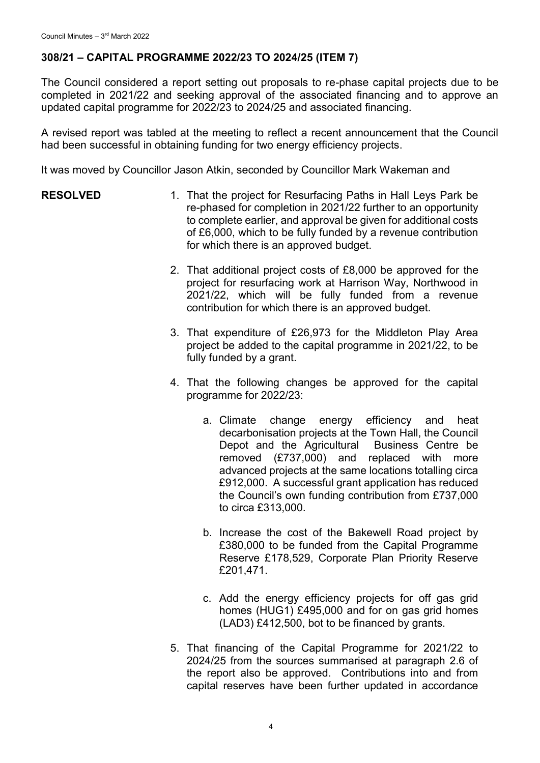## 308/21 – CAPITAL PROGRAMME 2022/23 TO 2024/25 (ITEM 7)

The Council considered a report setting out proposals to re-phase capital projects due to be completed in 2021/22 and seeking approval of the associated financing and to approve an updated capital programme for 2022/23 to 2024/25 and associated financing.

A revised report was tabled at the meeting to reflect a recent announcement that the Council had been successful in obtaining funding for two energy efficiency projects.

It was moved by Councillor Jason Atkin, seconded by Councillor Mark Wakeman and

**RESOLVED**

1. That the project for Resurfacing Paths in Hall Leys Park be re-phased for completion in 2021/22 further to an opportunity to complete earlier, and approval be given for additional costs of £6,000, which to be fully funded by a revenue contribution for which there is an approved budget.

2. That additional project costs of £8,000 be approved for the project for resurfacing work at Harrison Way, Northwood in 2021/22, which will be fully funded from a revenue contribution for which there is an approved budget.

3. That expenditure of £26,973 for the Middleton Play Area project be added to the capital programme in 2021/22, to be fully funded by a grant.

4. That the following changes be approved for the capital programme for 2022/23:

    a. Climate change energy efficiency and heat decarbonisation projects at the Town Hall, the Council Depot and the Agricultural Business Centre be removed (£737,000) and replaced with more advanced projects at the same locations totalling circa £912,000. A successful grant application has reduced the Council's own funding contribution from £737,000 to circa £313,000.

    b. Increase the cost of the Bakewell Road project by £380,000 to be funded from the Capital Programme Reserve £178,529, Corporate Plan Priority Reserve £201,471.

    c. Add the energy efficiency projects for off gas grid homes (HUG1) £495,000 and for on gas grid homes (LAD3) £412,500, bot to be financed by grants.

5. That financing of the Capital Programme for 2021/22 to 2024/25 from the sources summarised at paragraph 2.6 of the report also be approved. Contributions into and from capital reserves have been further updated in accordance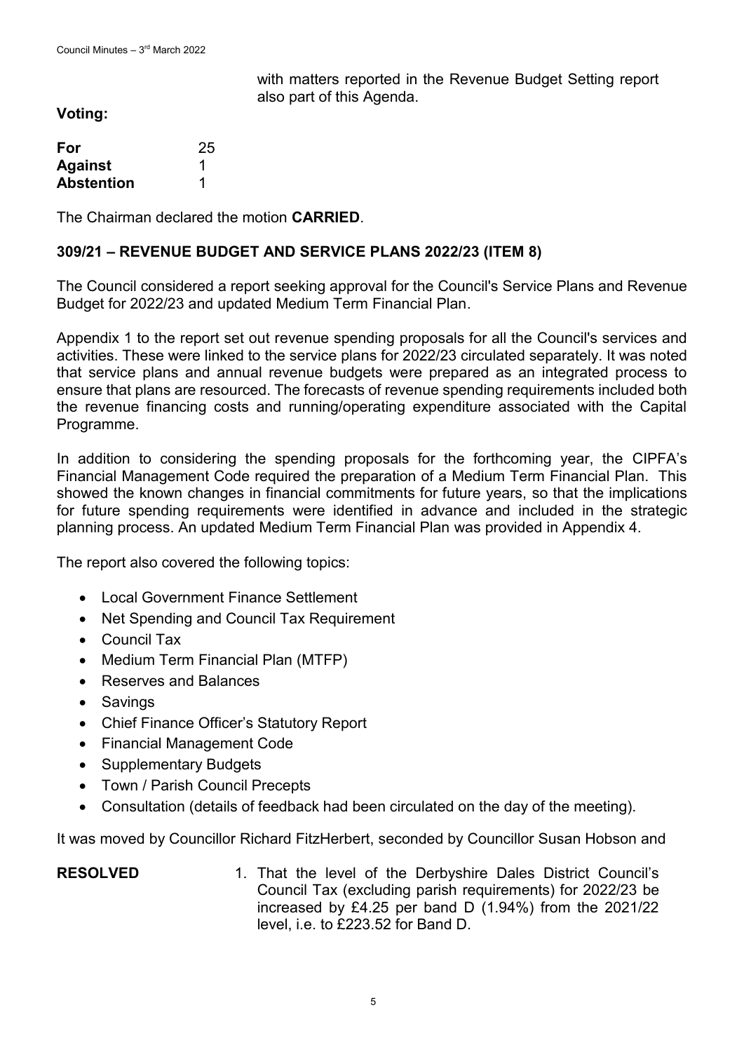with matters reported in the Revenue Budget Setting report also part of this Agenda.

**Voting:**

| | |
|---|---|
| **For** | 25 |
| **Against** | 1 |
| **Abstention** | 1 |

The Chairman declared the motion **CARRIED**.

**309/21 – REVENUE BUDGET AND SERVICE PLANS 2022/23 (ITEM 8)**

The Council considered a report seeking approval for the Council's Service Plans and Revenue Budget for 2022/23 and updated Medium Term Financial Plan.

Appendix 1 to the report set out revenue spending proposals for all the Council's services and activities. These were linked to the service plans for 2022/23 circulated separately. It was noted that service plans and annual revenue budgets were prepared as an integrated process to ensure that plans are resourced. The forecasts of revenue spending requirements included both the revenue financing costs and running/operating expenditure associated with the Capital Programme.

In addition to considering the spending proposals for the forthcoming year, the CIPFA's Financial Management Code required the preparation of a Medium Term Financial Plan. This showed the known changes in financial commitments for future years, so that the implications for future spending requirements were identified in advance and included in the strategic planning process. An updated Medium Term Financial Plan was provided in Appendix 4.

The report also covered the following topics:

- Local Government Finance Settlement
- Net Spending and Council Tax Requirement
- Council Tax
- Medium Term Financial Plan (MTFP)
- Reserves and Balances
- Savings
- Chief Finance Officer's Statutory Report
- Financial Management Code
- Supplementary Budgets
- Town / Parish Council Precepts
- Consultation (details of feedback had been circulated on the day of the meeting).

It was moved by Councillor Richard FitzHerbert, seconded by Councillor Susan Hobson and

**RESOLVED**

1. That the level of the Derbyshire Dales District Council's Council Tax (excluding parish requirements) for 2022/23 be increased by £4.25 per band D (1.94%) from the 2021/22 level, i.e. to £223.52 for Band D.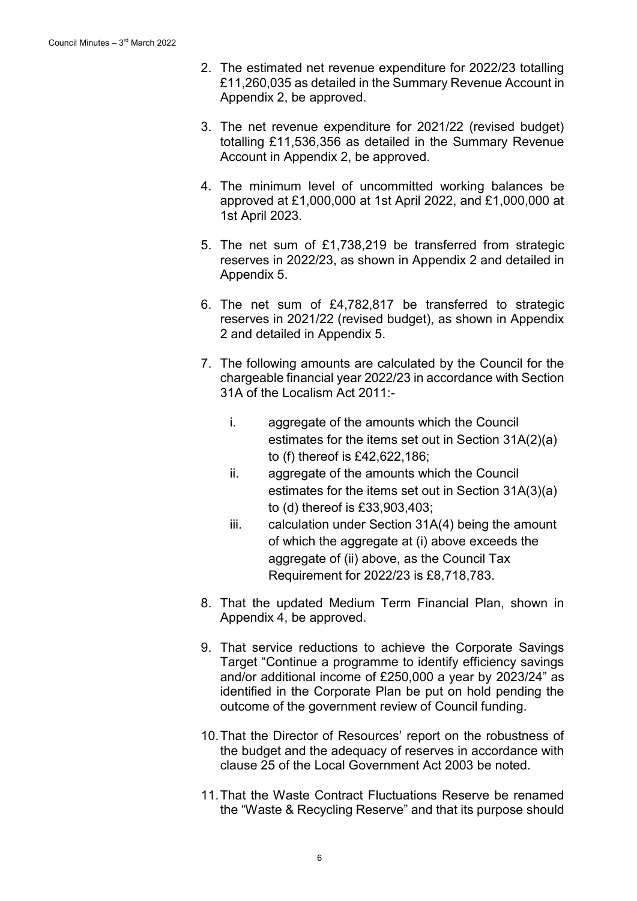2. The estimated net revenue expenditure for 2022/23 totalling £11,260,035 as detailed in the Summary Revenue Account in Appendix 2, be approved.

3. The net revenue expenditure for 2021/22 (revised budget) totalling £11,536,356 as detailed in the Summary Revenue Account in Appendix 2, be approved.

4. The minimum level of uncommitted working balances be approved at £1,000,000 at 1st April 2022, and £1,000,000 at 1st April 2023.

5. The net sum of £1,738,219 be transferred from strategic reserves in 2022/23, as shown in Appendix 2 and detailed in Appendix 5.

6. The net sum of £4,782,817 be transferred to strategic reserves in 2021/22 (revised budget), as shown in Appendix 2 and detailed in Appendix 5.

7. The following amounts are calculated by the Council for the chargeable financial year 2022/23 in accordance with Section 31A of the Localism Act 2011:-

   i. aggregate of the amounts which the Council estimates for the items set out in Section 31A(2)(a) to (f) thereof is £42,622,186;

   ii. aggregate of the amounts which the Council estimates for the items set out in Section 31A(3)(a) to (d) thereof is £33,903,403;

   iii. calculation under Section 31A(4) being the amount of which the aggregate at (i) above exceeds the aggregate of (ii) above, as the Council Tax Requirement for 2022/23 is £8,718,783.

8. That the updated Medium Term Financial Plan, shown in Appendix 4, be approved.

9. That service reductions to achieve the Corporate Savings Target "Continue a programme to identify efficiency savings and/or additional income of £250,000 a year by 2023/24" as identified in the Corporate Plan be put on hold pending the outcome of the government review of Council funding.

10. That the Director of Resources' report on the robustness of the budget and the adequacy of reserves in accordance with clause 25 of the Local Government Act 2003 be noted.

11. That the Waste Contract Fluctuations Reserve be renamed the "Waste & Recycling Reserve" and that its purpose should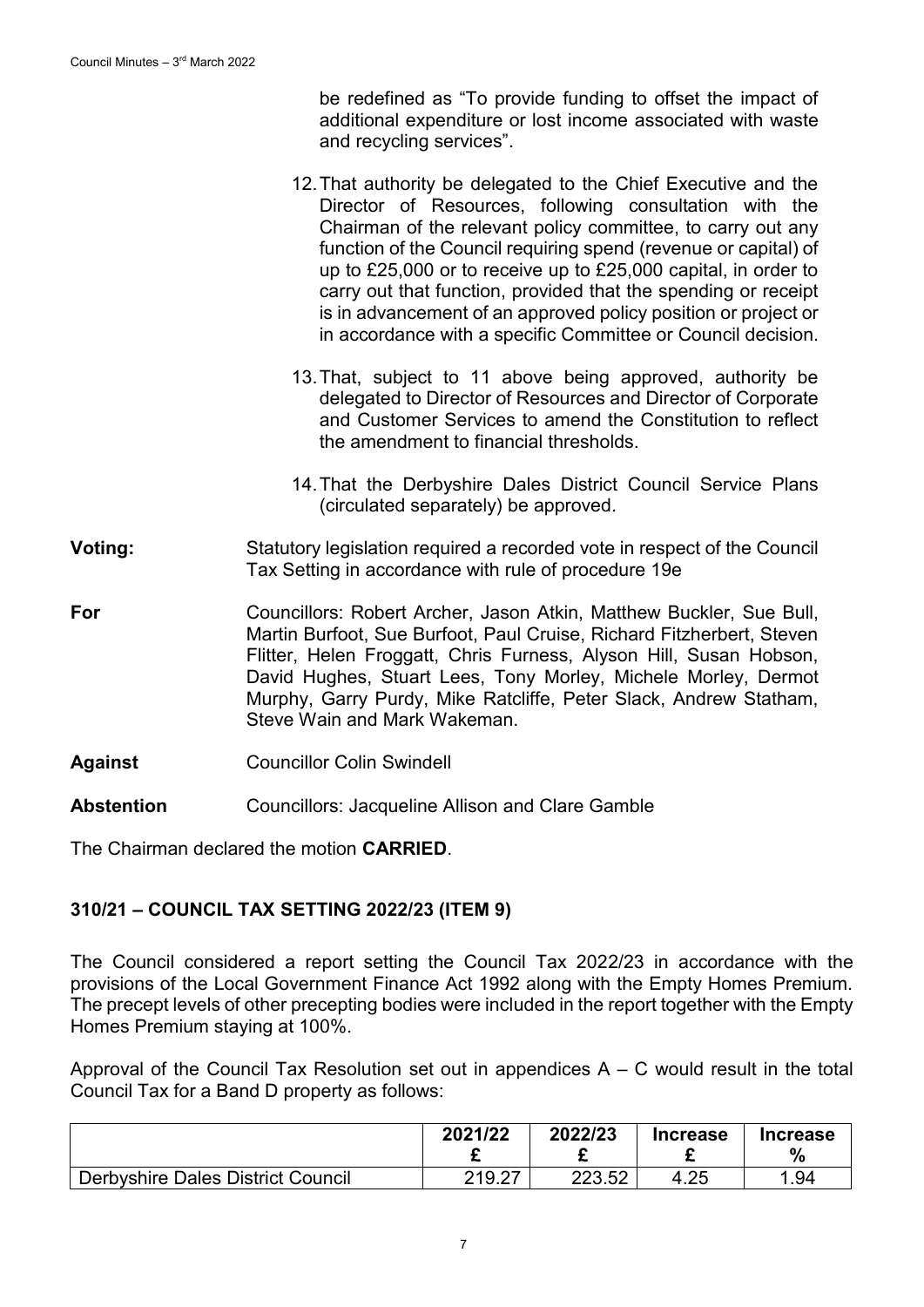be redefined as "To provide funding to offset the impact of additional expenditure or lost income associated with waste and recycling services".

12. That authority be delegated to the Chief Executive and the Director of Resources, following consultation with the Chairman of the relevant policy committee, to carry out any function of the Council requiring spend (revenue or capital) of up to £25,000 or to receive up to £25,000 capital, in order to carry out that function, provided that the spending or receipt is in advancement of an approved policy position or project or in accordance with a specific Committee or Council decision.

13. That, subject to 11 above being approved, authority be delegated to Director of Resources and Director of Corporate and Customer Services to amend the Constitution to reflect the amendment to financial thresholds.

14. That the Derbyshire Dales District Council Service Plans (circulated separately) be approved.

**Voting:** Statutory legislation required a recorded vote in respect of the Council Tax Setting in accordance with rule of procedure 19e

**For** Councillors: Robert Archer, Jason Atkin, Matthew Buckler, Sue Bull, Martin Burfoot, Sue Burfoot, Paul Cruise, Richard Fitzherbert, Steven Flitter, Helen Froggatt, Chris Furness, Alyson Hill, Susan Hobson, David Hughes, Stuart Lees, Tony Morley, Michele Morley, Dermot Murphy, Garry Purdy, Mike Ratcliffe, Peter Slack, Andrew Statham, Steve Wain and Mark Wakeman.

**Against** Councillor Colin Swindell

**Abstention** Councillors: Jacqueline Allison and Clare Gamble

The Chairman declared the motion **CARRIED**.

## 310/21 – COUNCIL TAX SETTING 2022/23 (ITEM 9)

The Council considered a report setting the Council Tax 2022/23 in accordance with the provisions of the Local Government Finance Act 1992 along with the Empty Homes Premium. The precept levels of other precepting bodies were included in the report together with the Empty Homes Premium staying at 100%.

Approval of the Council Tax Resolution set out in appendices A – C would result in the total Council Tax for a Band D property as follows:

| | 2021/22 £ | 2022/23 £ | Increase £ | Increase % |
|---|---|---|---|---|
| Derbyshire Dales District Council | 219.27 | 223.52 | 4.25 | 1.94 |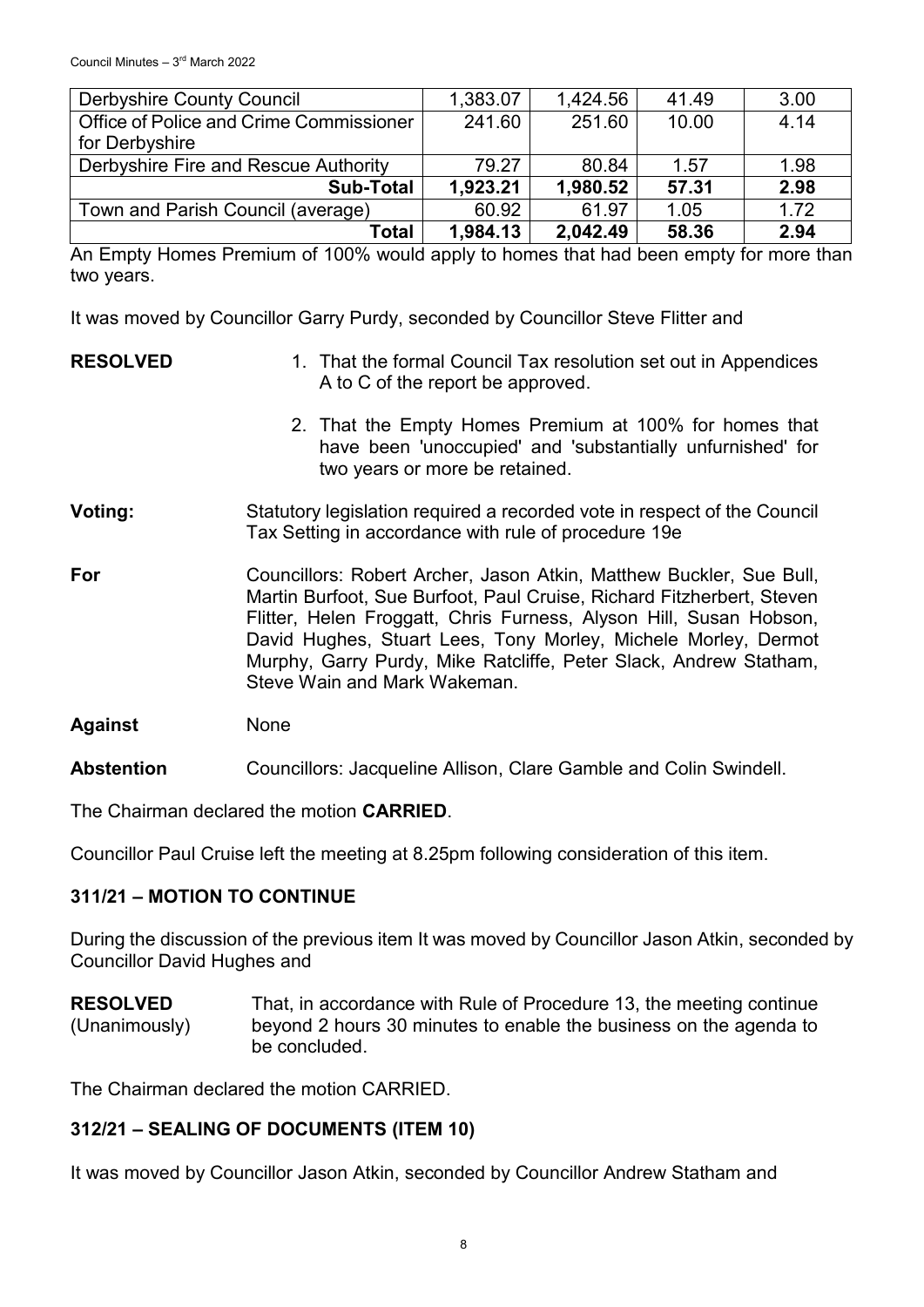| Derbyshire County Council | 1,383.07 | 1,424.56 | 41.49 | 3.00 |
|---|---|---|---|---|
| Office of Police and Crime Commissioner for Derbyshire | 241.60 | 251.60 | 10.00 | 4.14 |
| Derbyshire Fire and Rescue Authority | 79.27 | 80.84 | 1.57 | 1.98 |
| **Sub-Total** | **1,923.21** | **1,980.52** | **57.31** | **2.98** |
| Town and Parish Council (average) | 60.92 | 61.97 | 1.05 | 1.72 |
| **Total** | **1,984.13** | **2,042.49** | **58.36** | **2.94** |

An Empty Homes Premium of 100% would apply to homes that had been empty for more than two years.

It was moved by Councillor Garry Purdy, seconded by Councillor Steve Flitter and

**RESOLVED**

1. That the formal Council Tax resolution set out in Appendices A to C of the report be approved.
2. That the Empty Homes Premium at 100% for homes that have been 'unoccupied' and 'substantially unfurnished' for two years or more be retained.

**Voting:** Statutory legislation required a recorded vote in respect of the Council Tax Setting in accordance with rule of procedure 19e

**For** Councillors: Robert Archer, Jason Atkin, Matthew Buckler, Sue Bull, Martin Burfoot, Sue Burfoot, Paul Cruise, Richard Fitzherbert, Steven Flitter, Helen Froggatt, Chris Furness, Alyson Hill, Susan Hobson, David Hughes, Stuart Lees, Tony Morley, Michele Morley, Dermot Murphy, Garry Purdy, Mike Ratcliffe, Peter Slack, Andrew Statham, Steve Wain and Mark Wakeman.

**Against** None

**Abstention** Councillors: Jacqueline Allison, Clare Gamble and Colin Swindell.

The Chairman declared the motion **CARRIED**.

Councillor Paul Cruise left the meeting at 8.25pm following consideration of this item.

## 311/21 – MOTION TO CONTINUE

During the discussion of the previous item It was moved by Councillor Jason Atkin, seconded by Councillor David Hughes and

**RESOLVED** (Unanimously) That, in accordance with Rule of Procedure 13, the meeting continue beyond 2 hours 30 minutes to enable the business on the agenda to be concluded.

The Chairman declared the motion CARRIED.

## 312/21 – SEALING OF DOCUMENTS (ITEM 10)

It was moved by Councillor Jason Atkin, seconded by Councillor Andrew Statham and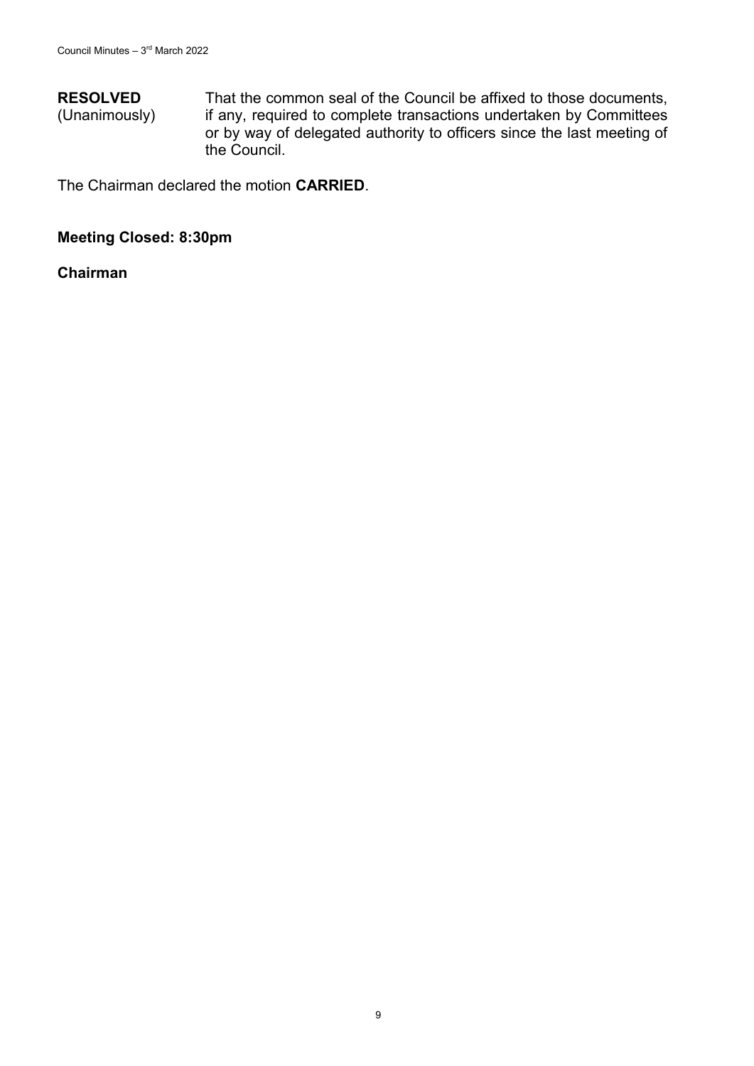**RESOLVED** (Unanimously)

That the common seal of the Council be affixed to those documents, if any, required to complete transactions undertaken by Committees or by way of delegated authority to officers since the last meeting of the Council.

The Chairman declared the motion **CARRIED**.

**Meeting Closed: 8:30pm**

**Chairman**